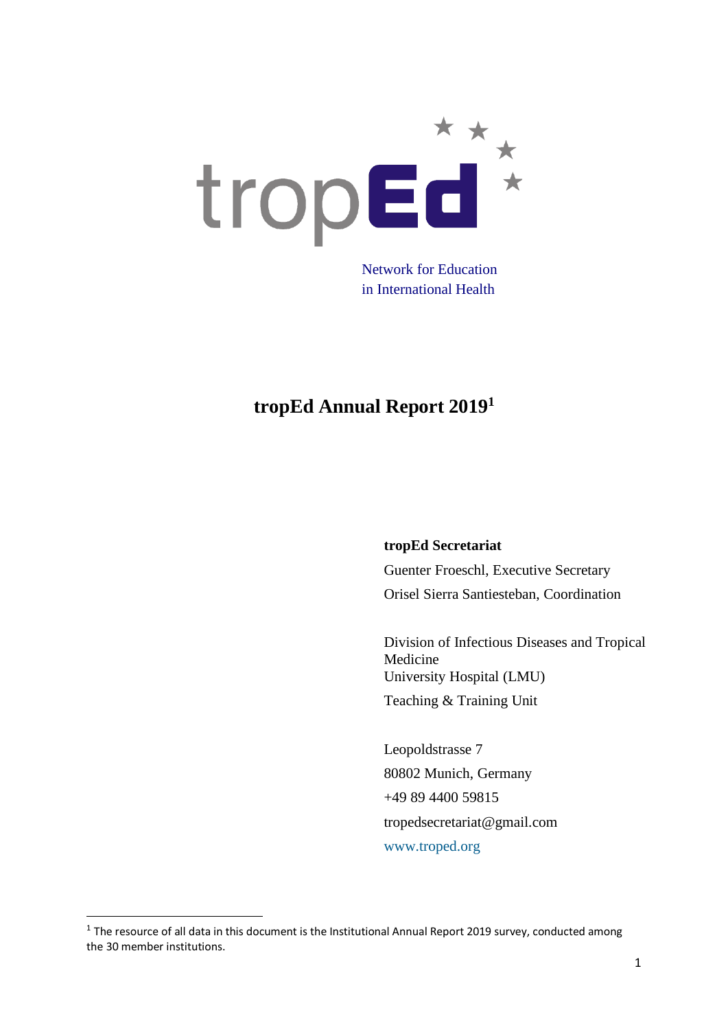tropEd

Network for Education in International Health

# tropEd Annual Report 2019[1]

**tropEd Secretariat**

Guenter Froeschl, Executive Secretary

Orisel Sierra Santiesteban, Coordination

Division of Infectious Diseases and Tropical Medicine  
University Hospital (LMU)  
Teaching & Training Unit

Leopoldstrasse 7  
80802 Munich, Germany  
+49 89 4400 59815  
tropedsecretariat@gmail.com  
www.troped.org

[1] The resource of all data in this document is the Institutional Annual Report 2019 survey, conducted among the 30 member institutions.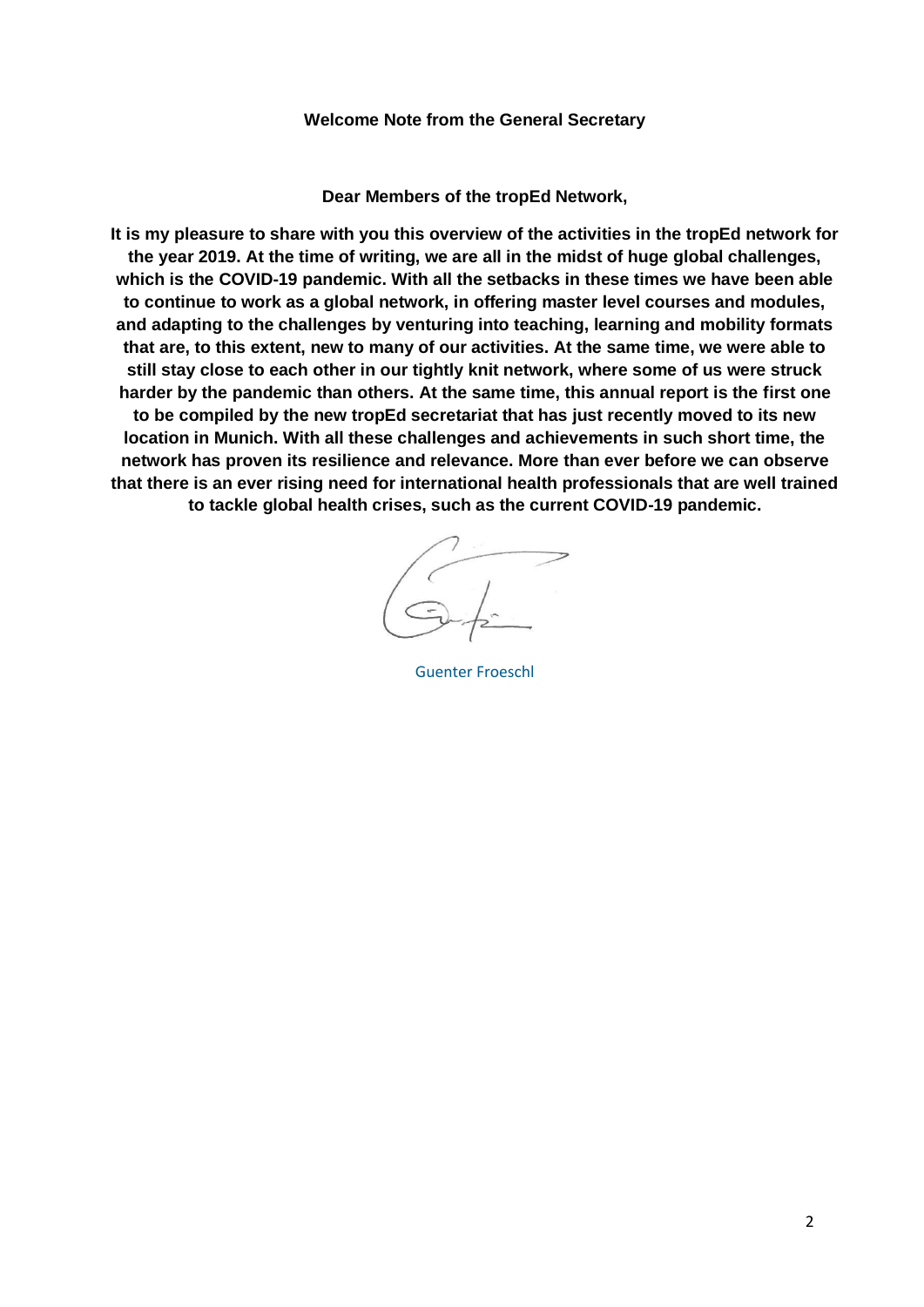## Welcome Note from the General Secretary

**Dear Members of the tropEd Network,**

**It is my pleasure to share with you this overview of the activities in the tropEd network for the year 2019. At the time of writing, we are all in the midst of huge global challenges, which is the COVID-19 pandemic. With all the setbacks in these times we have been able to continue to work as a global network, in offering master level courses and modules, and adapting to the challenges by venturing into teaching, learning and mobility formats that are, to this extent, new to many of our activities. At the same time, we were able to still stay close to each other in our tightly knit network, where some of us were struck harder by the pandemic than others. At the same time, this annual report is the first one to be compiled by the new tropEd secretariat that has just recently moved to its new location in Munich. With all these challenges and achievements in such short time, the network has proven its resilience and relevance. More than ever before we can observe that there is an ever rising need for international health professionals that are well trained to tackle global health crises, such as the current COVID-19 pandemic.**

Guenter Froeschl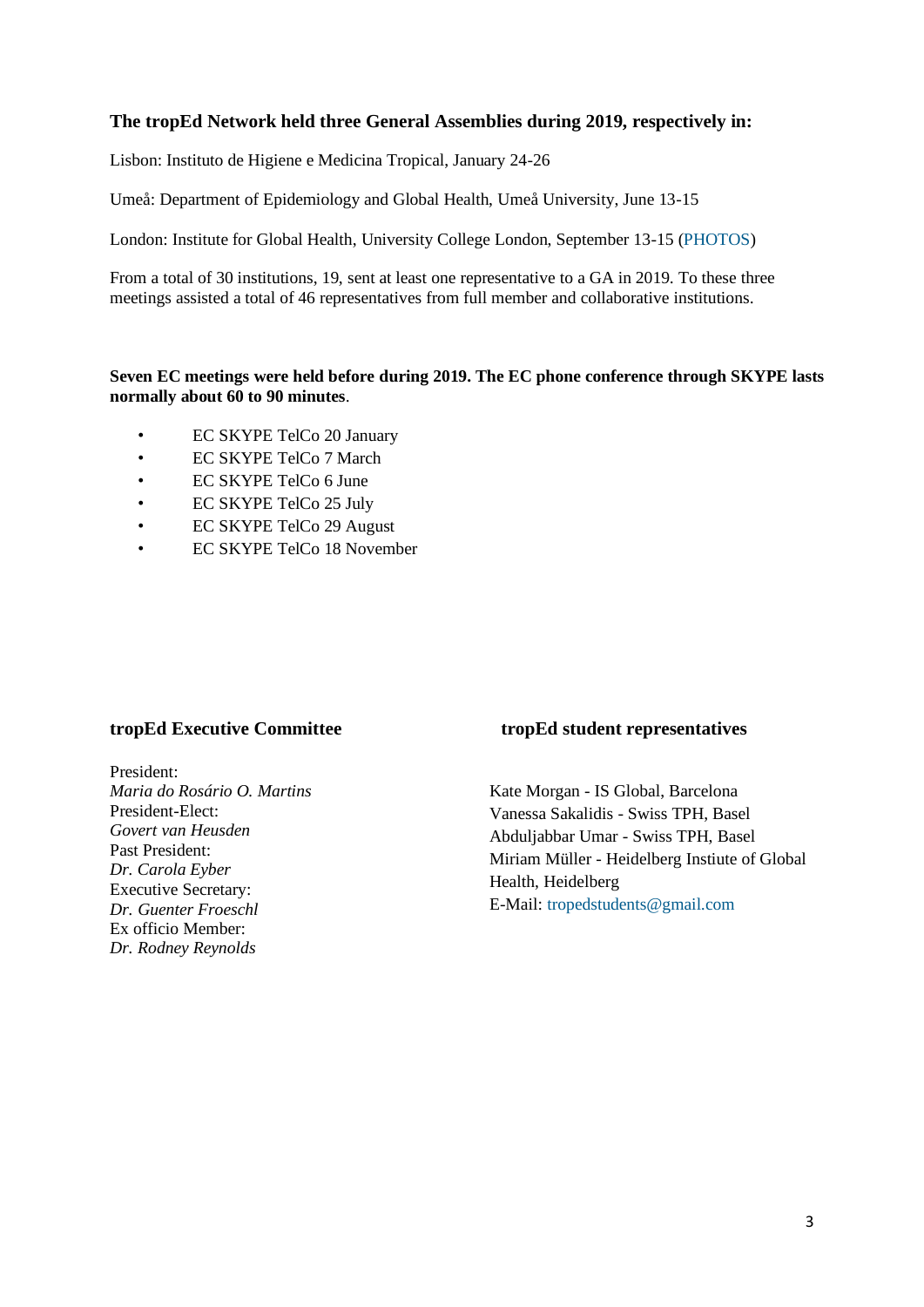**The tropEd Network held three General Assemblies during 2019, respectively in:**

Lisbon: Instituto de Higiene e Medicina Tropical, January 24-26

Umeå: Department of Epidemiology and Global Health, Umeå University, June 13-15

London: Institute for Global Health, University College London, September 13-15 (PHOTOS)

From a total of 30 institutions, 19, sent at least one representative to a GA in 2019. To these three meetings assisted a total of 46 representatives from full member and collaborative institutions.

**Seven EC meetings were held before during 2019. The EC phone conference through SKYPE lasts normally about 60 to 90 minutes**.

- EC SKYPE TelCo 20 January
- EC SKYPE TelCo 7 March
- EC SKYPE TelCo 6 June
- EC SKYPE TelCo 25 July
- EC SKYPE TelCo 29 August
- EC SKYPE TelCo 18 November

**tropEd Executive Committee**

President:
*Maria do Rosário O. Martins*
President-Elect:
*Govert van Heusden*
Past President:
*Dr. Carola Eyber*
Executive Secretary:
*Dr. Guenter Froeschl*
Ex officio Member:
*Dr. Rodney Reynolds*

**tropEd student representatives**

Kate Morgan - IS Global, Barcelona
Vanessa Sakalidis - Swiss TPH, Basel
Abduljabbar Umar - Swiss TPH, Basel
Miriam Müller - Heidelberg Institute of Global Health, Heidelberg
E-Mail: tropedstudents@gmail.com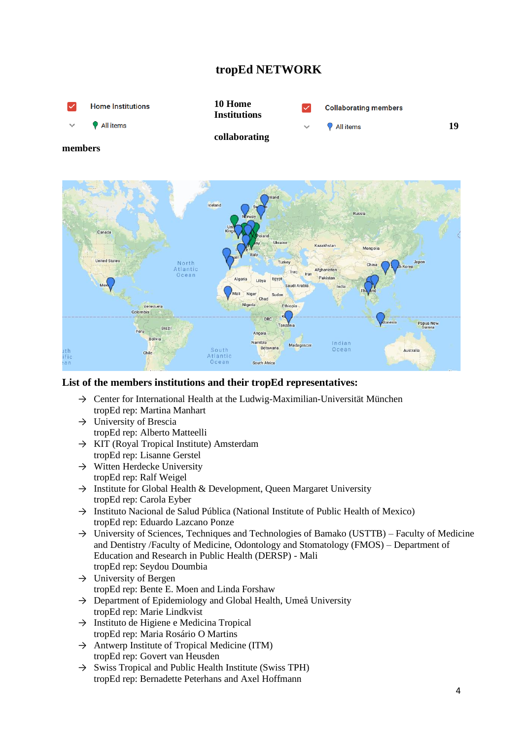# tropEd NETWORK

10 Home Institutions

collaborating

19

members

## List of the members institutions and their tropEd representatives:

- Center for International Health at the Ludwig-Maximilian-Universität München
  tropEd rep: Martina Manhart
- University of Brescia
  tropEd rep: Alberto Matteelli
- KIT (Royal Tropical Institute) Amsterdam
  tropEd rep: Lisanne Gerstel
- Witten Herdecke University
  tropEd rep: Ralf Weigel
- Institute for Global Health & Development, Queen Margaret University
  tropEd rep: Carola Eyber
- Instituto Nacional de Salud Pública (National Institute of Public Health of Mexico)
  tropEd rep: Eduardo Lazcano Ponze
- University of Sciences, Techniques and Technologies of Bamako (USTTB) – Faculty of Medicine and Dentistry /Faculty of Medicine, Odontology and Stomatology (FMOS) – Department of Education and Research in Public Health (DERSP) - Mali
  tropEd rep: Seydou Doumbia
- University of Bergen
  tropEd rep: Bente E. Moen and Linda Forshaw
- Department of Epidemiology and Global Health, Umeå University
  tropEd rep: Marie Lindkvist
- Instituto de Higiene e Medicina Tropical
  tropEd rep: Maria Rosário O Martins
- Antwerp Institute of Tropical Medicine (ITM)
  tropEd rep: Govert van Heusden
- Swiss Tropical and Public Health Institute (Swiss TPH)
  tropEd rep: Bernadette Peterhans and Axel Hoffmann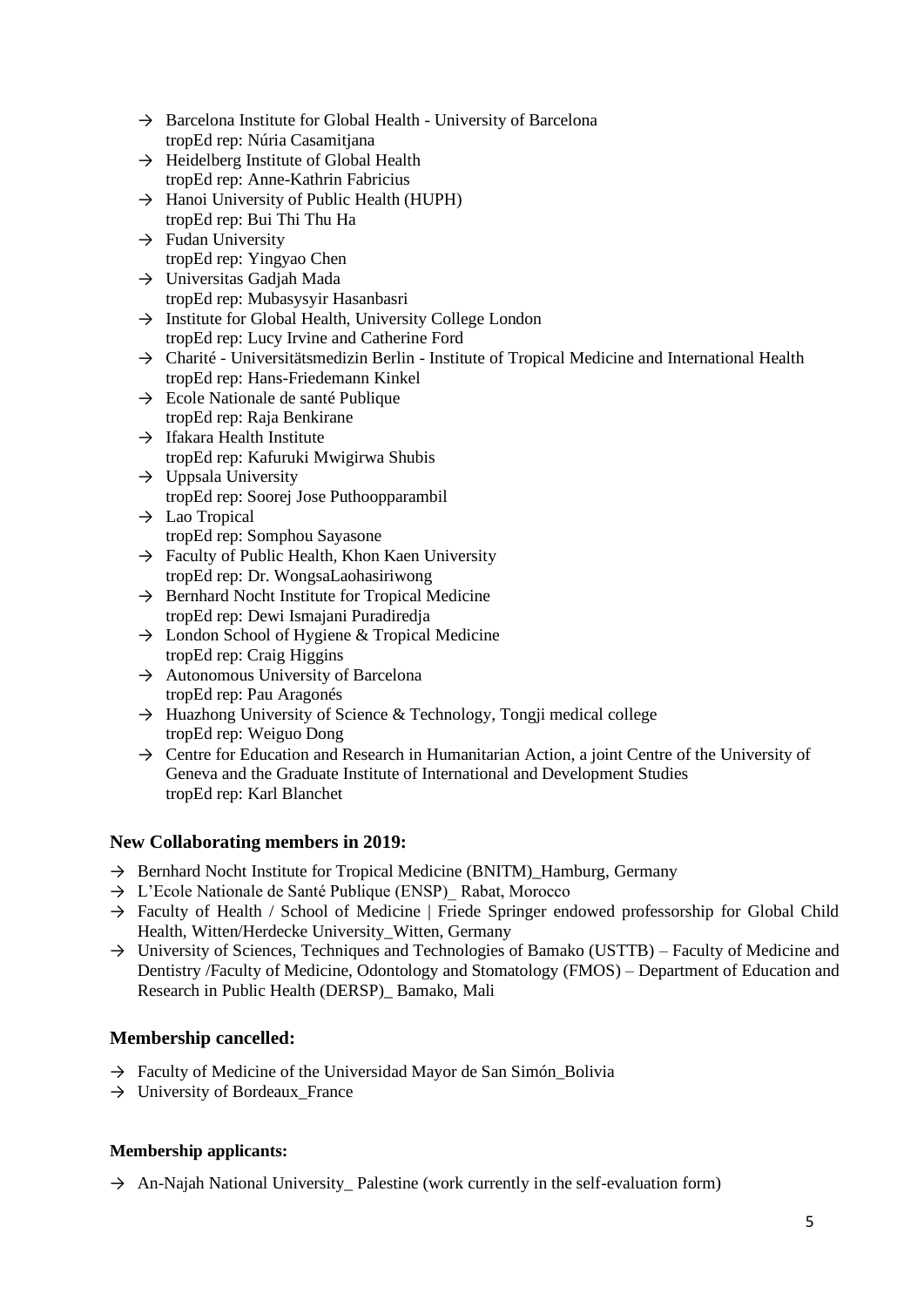- → Barcelona Institute for Global Health - University of Barcelona
  tropEd rep: Núria Casamitjana
- → Heidelberg Institute of Global Health
  tropEd rep: Anne-Kathrin Fabricius
- → Hanoi University of Public Health (HUPH)
  tropEd rep: Bui Thi Thu Ha
- → Fudan University
  tropEd rep: Yingyao Chen
- → Universitas Gadjah Mada
  tropEd rep: Mubasysyir Hasanbasri
- → Institute for Global Health, University College London
  tropEd rep: Lucy Irvine and Catherine Ford
- → Charité - Universitätsmedizin Berlin - Institute of Tropical Medicine and International Health
  tropEd rep: Hans-Friedemann Kinkel
- → Ecole Nationale de santé Publique
  tropEd rep: Raja Benkirane
- → Ifakara Health Institute
  tropEd rep: Kafuruki Mwigirwa Shubis
- → Uppsala University
  tropEd rep: Soorej Jose Puthoopparambil
- → Lao Tropical
  tropEd rep: Somphou Sayasone
- → Faculty of Public Health, Khon Kaen University
  tropEd rep: Dr. WongsaLaohasiriwong
- → Bernhard Nocht Institute for Tropical Medicine
  tropEd rep: Dewi Ismajani Puradiredja
- → London School of Hygiene & Tropical Medicine
  tropEd rep: Craig Higgins
- → Autonomous University of Barcelona
  tropEd rep: Pau Aragonés
- → Huazhong University of Science & Technology, Tongji medical college
  tropEd rep: Weiguo Dong
- → Centre for Education and Research in Humanitarian Action, a joint Centre of the University of Geneva and the Graduate Institute of International and Development Studies
  tropEd rep: Karl Blanchet

## New Collaborating members in 2019:

- → Bernhard Nocht Institute for Tropical Medicine (BNITM)_Hamburg, Germany
- → L'Ecole Nationale de Santé Publique (ENSP)_ Rabat, Morocco
- → Faculty of Health / School of Medicine | Friede Springer endowed professorship for Global Child Health, Witten/Herdecke University_Witten, Germany
- → University of Sciences, Techniques and Technologies of Bamako (USTTB) – Faculty of Medicine and Dentistry /Faculty of Medicine, Odontology and Stomatology (FMOS) – Department of Education and Research in Public Health (DERSP)_ Bamako, Mali

## Membership cancelled:

- → Faculty of Medicine of the Universidad Mayor de San Simón_Bolivia
- → University of Bordeaux_France

### Membership applicants:

- → An-Najah National University_ Palestine (work currently in the self-evaluation form)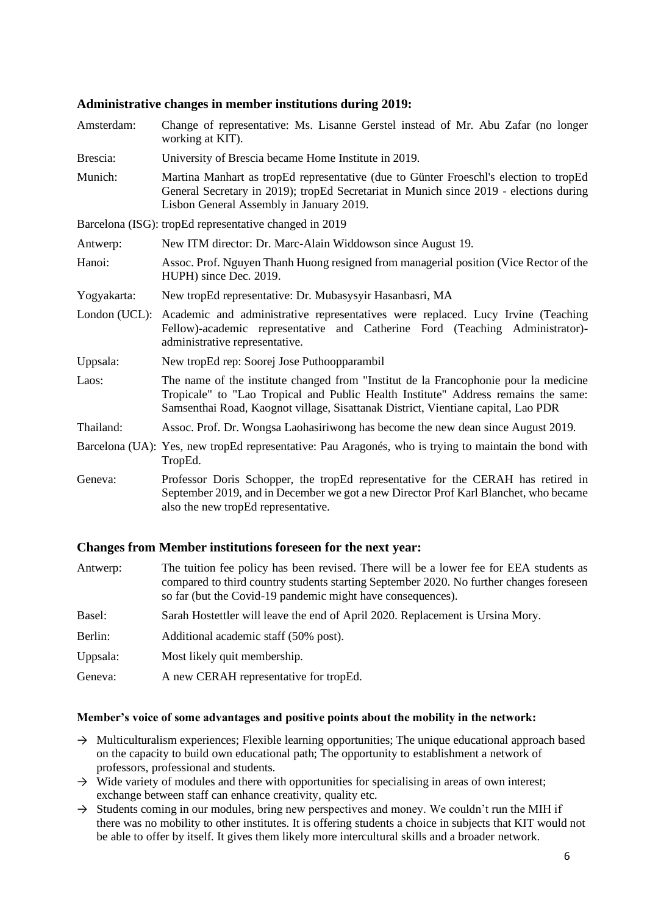### Administrative changes in member institutions during 2019:

| | |
|---|---|
| Amsterdam: | Change of representative: Ms. Lisanne Gerstel instead of Mr. Abu Zafar (no longer working at KIT). |
| Brescia: | University of Brescia became Home Institute in 2019. |
| Munich: | Martina Manhart as tropEd representative (due to Günter Froeschl's election to tropEd General Secretary in 2019); tropEd Secretariat in Munich since 2019 - elections during Lisbon General Assembly in January 2019. |
| Barcelona (ISG): | tropEd representative changed in 2019 |
| Antwerp: | New ITM director: Dr. Marc-Alain Widdowson since August 19. |
| Hanoi: | Assoc. Prof. Nguyen Thanh Huong resigned from managerial position (Vice Rector of the HUPH) since Dec. 2019. |
| Yogyakarta: | New tropEd representative: Dr. Mubasysyir Hasanbasri, MA |
| London (UCL): | Academic and administrative representatives were replaced. Lucy Irvine (Teaching Fellow)-academic representative and Catherine Ford (Teaching Administrator)-administrative representative. |
| Uppsala: | New tropEd rep: Soorej Jose Puthoopparambil |
| Laos: | The name of the institute changed from "Institut de la Francophonie pour la medicine Tropicale" to "Lao Tropical and Public Health Institute" Address remains the same: Samsenthai Road, Kaognot village, Sisattanak District, Vientiane capital, Lao PDR |
| Thailand: | Assoc. Prof. Dr. Wongsa Laohasiriwong has become the new dean since August 2019. |
| Barcelona (UA): | Yes, new tropEd representative: Pau Aragonés, who is trying to maintain the bond with TropEd. |
| Geneva: | Professor Doris Schopper, the tropEd representative for the CERAH has retired in September 2019, and in December we got a new Director Prof Karl Blanchet, who became also the new tropEd representative. |

### Changes from Member institutions foreseen for the next year:

| | |
|---|---|
| Antwerp: | The tuition fee policy has been revised. There will be a lower fee for EEA students as compared to third country students starting September 2020. No further changes foreseen so far (but the Covid-19 pandemic might have consequences). |
| Basel: | Sarah Hostettler will leave the end of April 2020. Replacement is Ursina Mory. |
| Berlin: | Additional academic staff (50% post). |
| Uppsala: | Most likely quit membership. |
| Geneva: | A new CERAH representative for tropEd. |

**Member's voice of some advantages and positive points about the mobility in the network:**

- → Multiculturalism experiences; Flexible learning opportunities; The unique educational approach based on the capacity to build own educational path; The opportunity to establishment a network of professors, professional and students.
- → Wide variety of modules and there with opportunities for specialising in areas of own interest; exchange between staff can enhance creativity, quality etc.
- → Students coming in our modules, bring new perspectives and money. We couldn't run the MIH if there was no mobility to other institutes. It is offering students a choice in subjects that KIT would not be able to offer by itself. It gives them likely more intercultural skills and a broader network.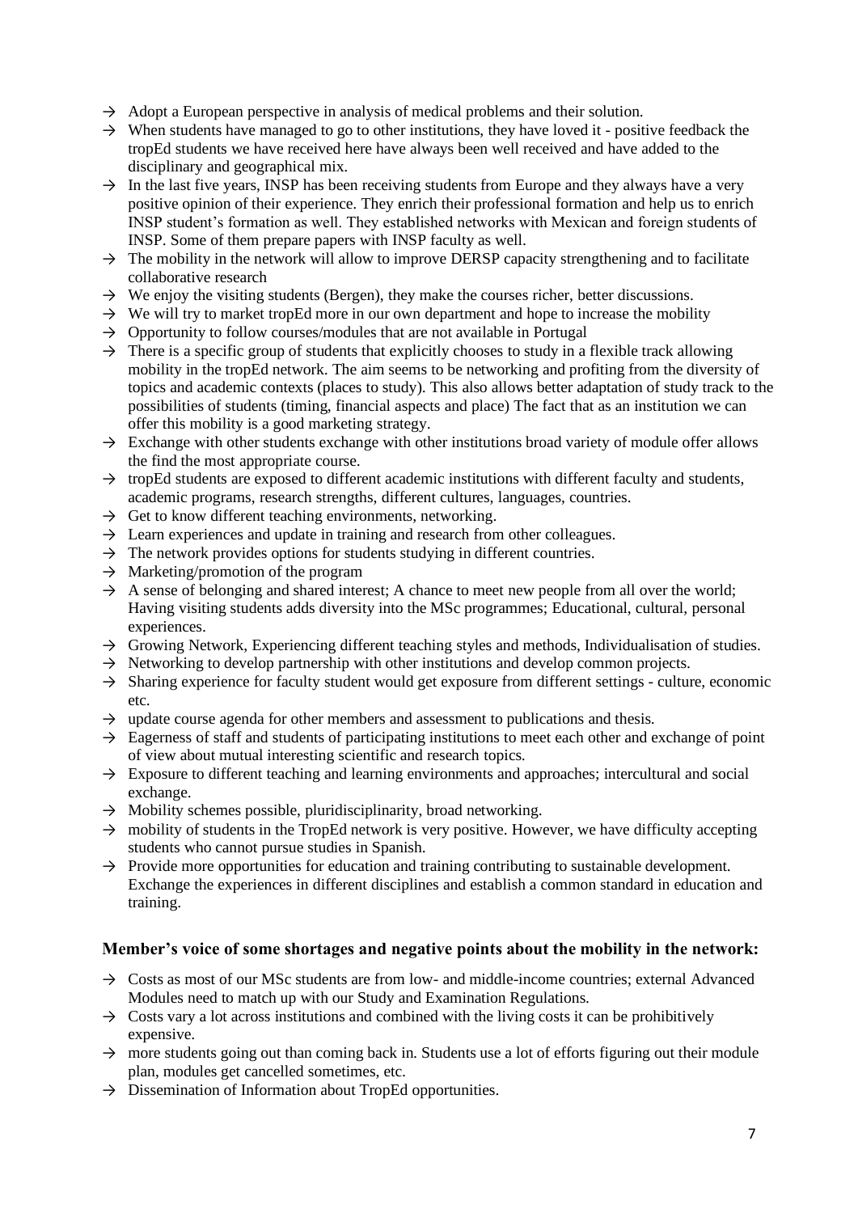- → Adopt a European perspective in analysis of medical problems and their solution.
- → When students have managed to go to other institutions, they have loved it - positive feedback the tropEd students we have received here have always been well received and have added to the disciplinary and geographical mix.
- → In the last five years, INSP has been receiving students from Europe and they always have a very positive opinion of their experience. They enrich their professional formation and help us to enrich INSP student's formation as well. They established networks with Mexican and foreign students of INSP. Some of them prepare papers with INSP faculty as well.
- → The mobility in the network will allow to improve DERSP capacity strengthening and to facilitate collaborative research
- → We enjoy the visiting students (Bergen), they make the courses richer, better discussions.
- → We will try to market tropEd more in our own department and hope to increase the mobility
- → Opportunity to follow courses/modules that are not available in Portugal
- → There is a specific group of students that explicitly chooses to study in a flexible track allowing mobility in the tropEd network. The aim seems to be networking and profiting from the diversity of topics and academic contexts (places to study). This also allows better adaptation of study track to the possibilities of students (timing, financial aspects and place) The fact that as an institution we can offer this mobility is a good marketing strategy.
- → Exchange with other students exchange with other institutions broad variety of module offer allows the find the most appropriate course.
- → tropEd students are exposed to different academic institutions with different faculty and students, academic programs, research strengths, different cultures, languages, countries.
- → Get to know different teaching environments, networking.
- → Learn experiences and update in training and research from other colleagues.
- → The network provides options for students studying in different countries.
- → Marketing/promotion of the program
- → A sense of belonging and shared interest; A chance to meet new people from all over the world; Having visiting students adds diversity into the MSc programmes; Educational, cultural, personal experiences.
- → Growing Network, Experiencing different teaching styles and methods, Individualisation of studies.
- → Networking to develop partnership with other institutions and develop common projects.
- → Sharing experience for faculty student would get exposure from different settings - culture, economic etc.
- → update course agenda for other members and assessment to publications and thesis.
- → Eagerness of staff and students of participating institutions to meet each other and exchange of point of view about mutual interesting scientific and research topics.
- → Exposure to different teaching and learning environments and approaches; intercultural and social exchange.
- → Mobility schemes possible, pluridisciplinarity, broad networking.
- → mobility of students in the TropEd network is very positive. However, we have difficulty accepting students who cannot pursue studies in Spanish.
- → Provide more opportunities for education and training contributing to sustainable development. Exchange the experiences in different disciplines and establish a common standard in education and training.

### Member's voice of some shortages and negative points about the mobility in the network:

- → Costs as most of our MSc students are from low- and middle-income countries; external Advanced Modules need to match up with our Study and Examination Regulations.
- → Costs vary a lot across institutions and combined with the living costs it can be prohibitively expensive.
- → more students going out than coming back in. Students use a lot of efforts figuring out their module plan, modules get cancelled sometimes, etc.
- → Dissemination of Information about TropEd opportunities.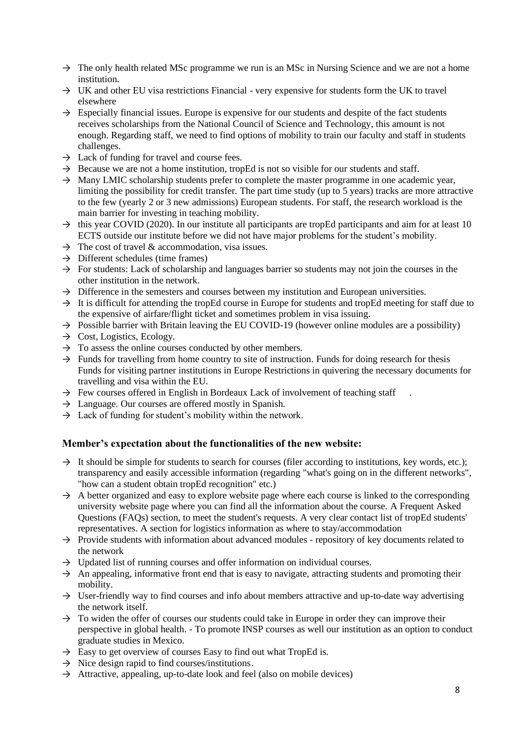- → The only health related MSc programme we run is an MSc in Nursing Science and we are not a home institution.
- → UK and other EU visa restrictions Financial - very expensive for students form the UK to travel elsewhere
- → Especially financial issues. Europe is expensive for our students and despite of the fact students receives scholarships from the National Council of Science and Technology, this amount is not enough. Regarding staff, we need to find options of mobility to train our faculty and staff in students challenges.
- → Lack of funding for travel and course fees.
- → Because we are not a home institution, tropEd is not so visible for our students and staff.
- → Many LMIC scholarship students prefer to complete the master programme in one academic year, limiting the possibility for credit transfer. The part time study (up to 5 years) tracks are more attractive to the few (yearly 2 or 3 new admissions) European students. For staff, the research workload is the main barrier for investing in teaching mobility.
- → this year COVID (2020). In our institute all participants are tropEd participants and aim for at least 10 ECTS outside our institute before we did not have major problems for the student's mobility.
- → The cost of travel & accommodation, visa issues.
- → Different schedules (time frames)
- → For students: Lack of scholarship and languages barrier so students may not join the courses in the other institution in the network.
- → Difference in the semesters and courses between my institution and European universities.
- → It is difficult for attending the tropEd course in Europe for students and tropEd meeting for staff due to the expensive of airfare/flight ticket and sometimes problem in visa issuing.
- → Possible barrier with Britain leaving the EU COVID-19 (however online modules are a possibility)
- → Cost, Logistics, Ecology.
- → To assess the online courses conducted by other members.
- → Funds for travelling from home country to site of instruction. Funds for doing research for thesis Funds for visiting partner institutions in Europe Restrictions in quivering the necessary documents for travelling and visa within the EU.
- → Few courses offered in English in Bordeaux Lack of involvement of teaching staff .
- → Language. Our courses are offered mostly in Spanish.
- → Lack of funding for student's mobility within the network.

### Member's expectation about the functionalities of the new website:

- → It should be simple for students to search for courses (filer according to institutions, key words, etc.); transparency and easily accessible information (regarding "what's going on in the different networks", "how can a student obtain tropEd recognition" etc.)
- → A better organized and easy to explore website page where each course is linked to the corresponding university website page where you can find all the information about the course. A Frequent Asked Questions (FAQs) section, to meet the student's requests. A very clear contact list of tropEd students' representatives. A section for logistics information as where to stay/accommodation
- → Provide students with information about advanced modules - repository of key documents related to the network
- → Updated list of running courses and offer information on individual courses.
- → An appealing, informative front end that is easy to navigate, attracting students and promoting their mobility.
- → User-friendly way to find courses and info about members attractive and up-to-date way advertising the network itself.
- → To widen the offer of courses our students could take in Europe in order they can improve their perspective in global health. - To promote INSP courses as well our institution as an option to conduct graduate studies in Mexico.
- → Easy to get overview of courses Easy to find out what TropEd is.
- → Nice design rapid to find courses/institutions.
- → Attractive, appealing, up-to-date look and feel (also on mobile devices)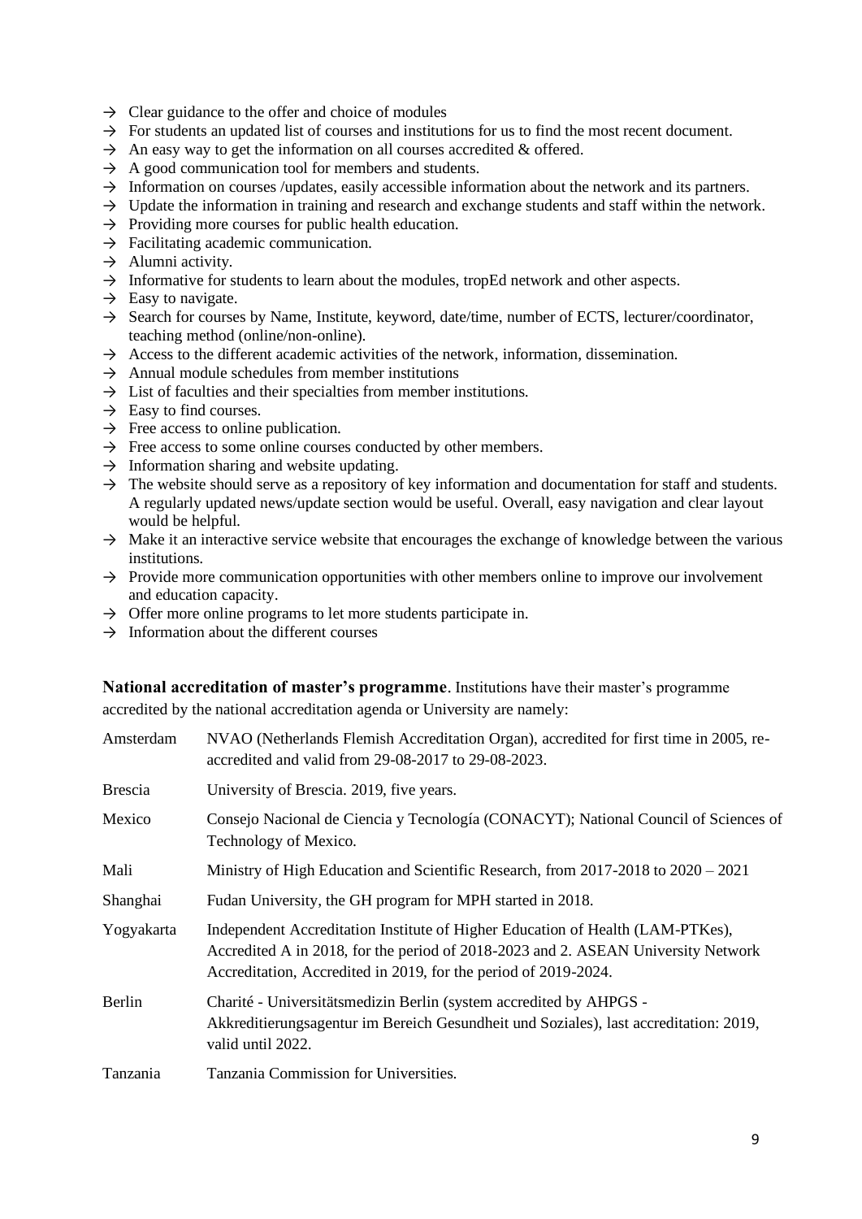- → Clear guidance to the offer and choice of modules
- → For students an updated list of courses and institutions for us to find the most recent document.
- → An easy way to get the information on all courses accredited & offered.
- → A good communication tool for members and students.
- → Information on courses /updates, easily accessible information about the network and its partners.
- → Update the information in training and research and exchange students and staff within the network.
- → Providing more courses for public health education.
- → Facilitating academic communication.
- → Alumni activity.
- → Informative for students to learn about the modules, tropEd network and other aspects.
- → Easy to navigate.
- → Search for courses by Name, Institute, keyword, date/time, number of ECTS, lecturer/coordinator, teaching method (online/non-online).
- → Access to the different academic activities of the network, information, dissemination.
- → Annual module schedules from member institutions
- → List of faculties and their specialties from member institutions.
- → Easy to find courses.
- → Free access to online publication.
- → Free access to some online courses conducted by other members.
- → Information sharing and website updating.
- → The website should serve as a repository of key information and documentation for staff and students. A regularly updated news/update section would be useful. Overall, easy navigation and clear layout would be helpful.
- → Make it an interactive service website that encourages the exchange of knowledge between the various institutions.
- → Provide more communication opportunities with other members online to improve our involvement and education capacity.
- → Offer more online programs to let more students participate in.
- → Information about the different courses

**National accreditation of master's programme**. Institutions have their master's programme accredited by the national accreditation agenda or University are namely:

| | |
|---|---|
| Amsterdam | NVAO (Netherlands Flemish Accreditation Organ), accredited for first time in 2005, re-accredited and valid from 29-08-2017 to 29-08-2023. |
| Brescia | University of Brescia. 2019, five years. |
| Mexico | Consejo Nacional de Ciencia y Tecnología (CONACYT); National Council of Sciences of Technology of Mexico. |
| Mali | Ministry of High Education and Scientific Research, from 2017-2018 to 2020 – 2021 |
| Shanghai | Fudan University, the GH program for MPH started in 2018. |
| Yogyakarta | Independent Accreditation Institute of Higher Education of Health (LAM-PTKes), Accredited A in 2018, for the period of 2018-2023 and 2. ASEAN University Network Accreditation, Accredited in 2019, for the period of 2019-2024. |
| Berlin | Charité - Universitätsmedizin Berlin (system accredited by AHPGS - Akkreditierungsagentur im Bereich Gesundheit und Soziales), last accreditation: 2019, valid until 2022. |
| Tanzania | Tanzania Commission for Universities. |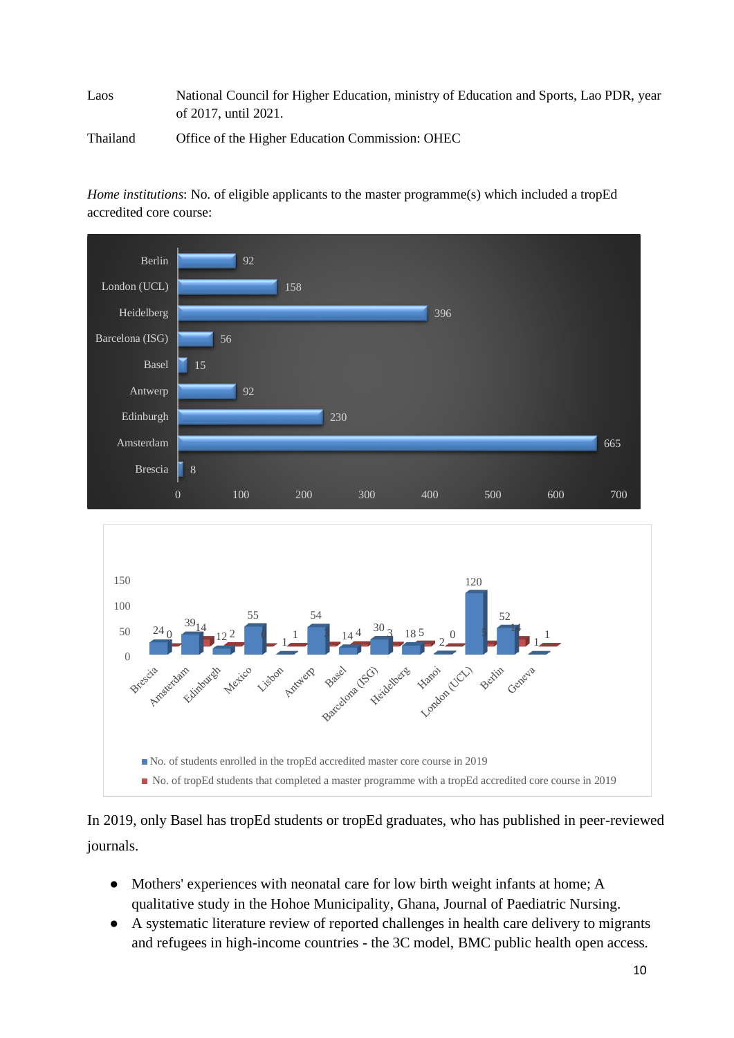| | |
|---|---|
| Laos | National Council for Higher Education, ministry of Education and Sports, Lao PDR, year of 2017, until 2021. |
| Thailand | Office of the Higher Education Commission: OHEC |

*Home institutions*: No. of eligible applicants to the master programme(s) which included a tropEd accredited core course:

| Institution | No. of eligible applicants |
|---|---|
| Berlin | 92 |
| London (UCL) | 158 |
| Heidelberg | 396 |
| Barcelona (ISG) | 56 |
| Basel | 15 |
| Antwerp | 92 |
| Edinburgh | 230 |
| Amsterdam | 665 |
| Brescia | 8 |

| Institution | No. of students enrolled in the tropEd accredited master core course in 2019 | No. of tropEd students that completed a master programme with a tropEd accredited core course in 2019 |
|---|---|---|
| Brescia | 24 | 0 |
| Amsterdam | 39 | 14 |
| Edinburgh | 12 | 2 |
| Mexico | 55 | 0 |
| Lisbon | 1 | 1 |
| Antwerp | 54 | 3 |
| Basel | 14 | 4 |
| Barcelona (ISG) | 30 | 3 |
| Heidelberg | 18 | 5 |
| Hanoi | 2 | 0 |
| London (UCL) | 120 | 5 |
| Berlin | 52 | 14 |
| Geneva | 1 | 1 |

In 2019, only Basel has tropEd students or tropEd graduates, who has published in peer-reviewed journals.

- Mothers' experiences with neonatal care for low birth weight infants at home; A qualitative study in the Hohoe Municipality, Ghana, Journal of Paediatric Nursing.
- A systematic literature review of reported challenges in health care delivery to migrants and refugees in high-income countries - the 3C model, BMC public health open access.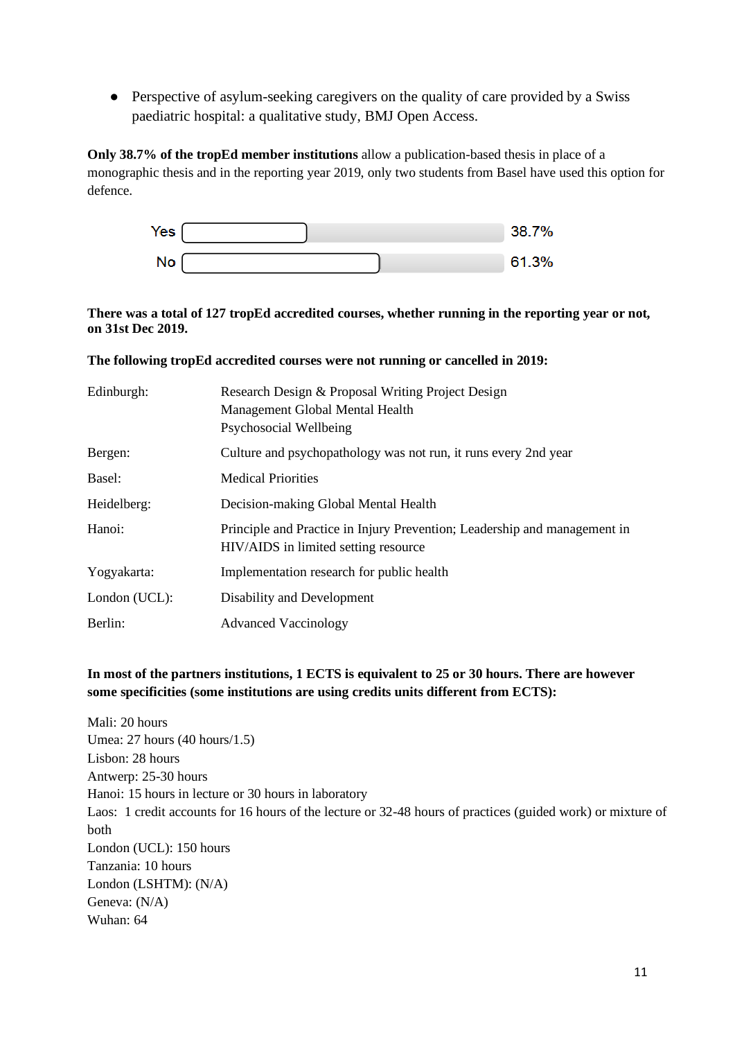- Perspective of asylum-seeking caregivers on the quality of care provided by a Swiss paediatric hospital: a qualitative study, BMJ Open Access.

**Only 38.7% of the tropEd member institutions** allow a publication-based thesis in place of a monographic thesis and in the reporting year 2019, only two students from Basel have used this option for defence.

| | |
|---|---|
| Yes | 38.7% |
| No | 61.3% |

**There was a total of 127 tropEd accredited courses, whether running in the reporting year or not, on 31st Dec 2019.**

**The following tropEd accredited courses were not running or cancelled in 2019:**

| | |
|---|---|
| Edinburgh: | Research Design & Proposal Writing Project Design<br>Management Global Mental Health<br>Psychosocial Wellbeing |
| Bergen: | Culture and psychopathology was not run, it runs every 2nd year |
| Basel: | Medical Priorities |
| Heidelberg: | Decision-making Global Mental Health |
| Hanoi: | Principle and Practice in Injury Prevention; Leadership and management in HIV/AIDS in limited setting resource |
| Yogyakarta: | Implementation research for public health |
| London (UCL): | Disability and Development |
| Berlin: | Advanced Vaccinology |

**In most of the partners institutions, 1 ECTS is equivalent to 25 or 30 hours. There are however some specificities (some institutions are using credits units different from ECTS):**

Mali: 20 hours
Umea: 27 hours (40 hours/1.5)
Lisbon: 28 hours
Antwerp: 25-30 hours
Hanoi: 15 hours in lecture or 30 hours in laboratory
Laos: 1 credit accounts for 16 hours of the lecture or 32-48 hours of practices (guided work) or mixture of both
London (UCL): 150 hours
Tanzania: 10 hours
London (LSHTM): (N/A)
Geneva: (N/A)
Wuhan: 64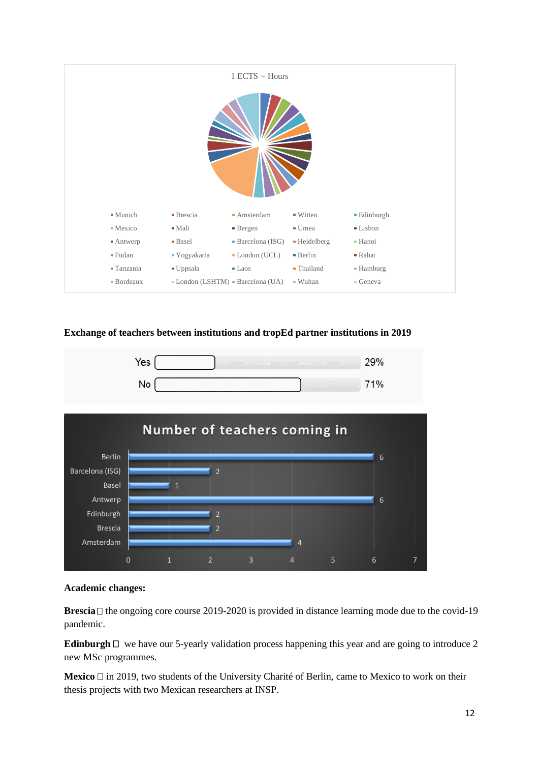1 ECTS = Hours

Munich, Brescia, Amsterdam, Witten, Edinburgh, Mexico, Mali, Bergen, Umea, Lisbon, Antwerp, Basel, Barcelona (ISG), Heidelberg, Hanoi, Fudan, Yogyakarta, London (UCL), Berlin, Rabat, Tanzania, Uppsala, Laos, Thailand, Hamburg, Bordeaux, London (LSHTM), Barcelona (UA), Wuhan, Geneva

**Exchange of teachers between institutions and tropEd partner institutions in 2019**

| Response | Percentage |
|---|---|
| Yes | 29% |
| No | 71% |

**Number of teachers coming in**

| Institution | Number |
|---|---|
| Berlin | 6 |
| Barcelona (ISG) | 2 |
| Basel | 1 |
| Antwerp | 6 |
| Edinburgh | 2 |
| Brescia | 2 |
| Amsterdam | 4 |

**Academic changes:**

**Brescia** the ongoing core course 2019-2020 is provided in distance learning mode due to the covid-19 pandemic.

**Edinburgh** we have our 5-yearly validation process happening this year and are going to introduce 2 new MSc programmes.

**Mexico** in 2019, two students of the University Charité of Berlin, came to Mexico to work on their thesis projects with two Mexican researchers at INSP.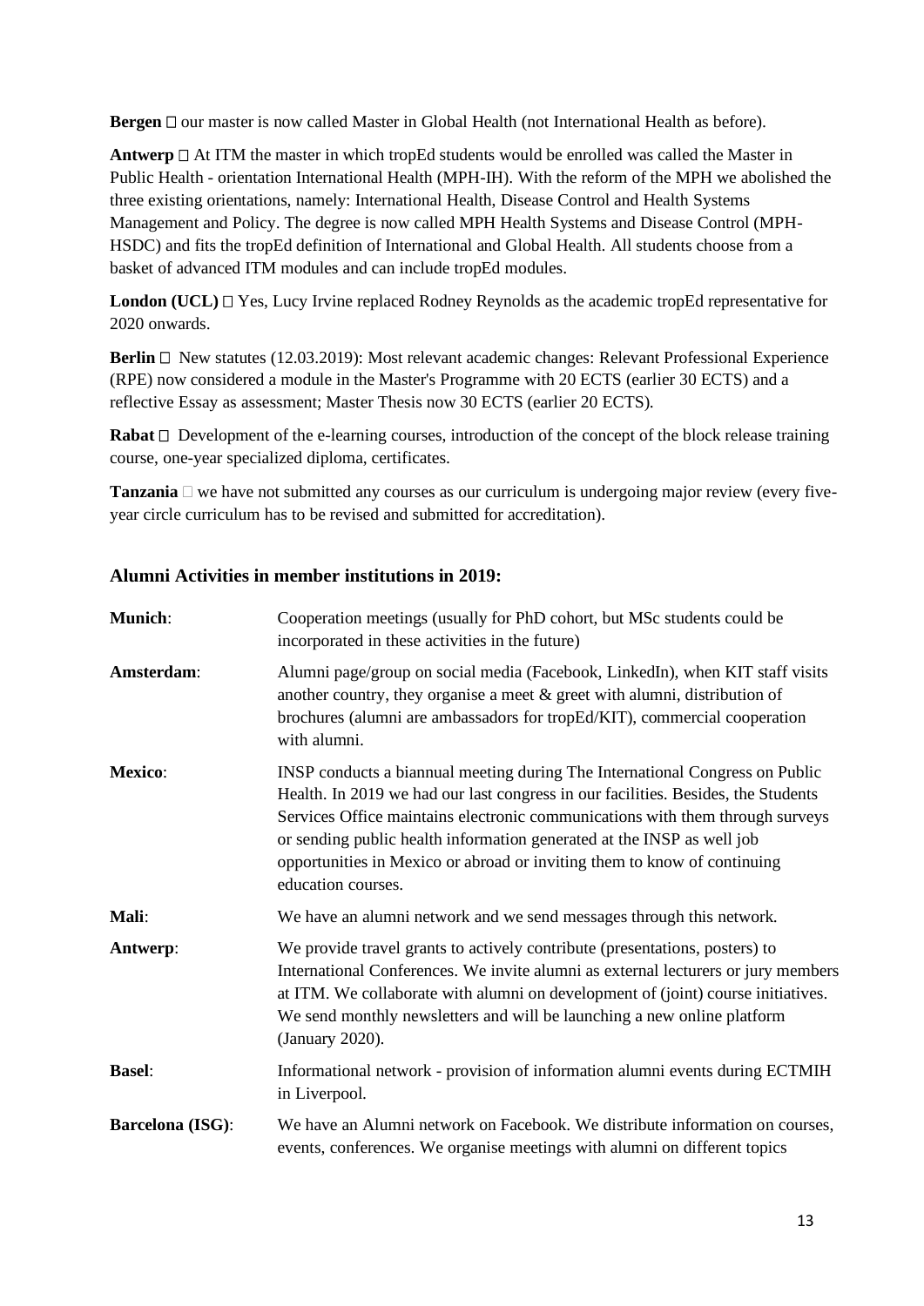**Bergen** □ our master is now called Master in Global Health (not International Health as before).

**Antwerp** □ At ITM the master in which tropEd students would be enrolled was called the Master in Public Health - orientation International Health (MPH-IH). With the reform of the MPH we abolished the three existing orientations, namely: International Health, Disease Control and Health Systems Management and Policy. The degree is now called MPH Health Systems and Disease Control (MPH-HSDC) and fits the tropEd definition of International and Global Health. All students choose from a basket of advanced ITM modules and can include tropEd modules.

**London (UCL)** □ Yes, Lucy Irvine replaced Rodney Reynolds as the academic tropEd representative for 2020 onwards.

**Berlin** □ New statutes (12.03.2019): Most relevant academic changes: Relevant Professional Experience (RPE) now considered a module in the Master's Programme with 20 ECTS (earlier 30 ECTS) and a reflective Essay as assessment; Master Thesis now 30 ECTS (earlier 20 ECTS).

**Rabat** □ Development of the e-learning courses, introduction of the concept of the block release training course, one-year specialized diploma, certificates.

**Tanzania** □ we have not submitted any courses as our curriculum is undergoing major review (every five-year circle curriculum has to be revised and submitted for accreditation).

## Alumni Activities in member institutions in 2019:

| | |
|---|---|
| **Munich**: | Cooperation meetings (usually for PhD cohort, but MSc students could be incorporated in these activities in the future) |
| **Amsterdam**: | Alumni page/group on social media (Facebook, LinkedIn), when KIT staff visits another country, they organise a meet & greet with alumni, distribution of brochures (alumni are ambassadors for tropEd/KIT), commercial cooperation with alumni. |
| **Mexico**: | INSP conducts a biannual meeting during The International Congress on Public Health. In 2019 we had our last congress in our facilities. Besides, the Students Services Office maintains electronic communications with them through surveys or sending public health information generated at the INSP as well job opportunities in Mexico or abroad or inviting them to know of continuing education courses. |
| **Mali**: | We have an alumni network and we send messages through this network. |
| **Antwerp**: | We provide travel grants to actively contribute (presentations, posters) to International Conferences. We invite alumni as external lecturers or jury members at ITM. We collaborate with alumni on development of (joint) course initiatives. We send monthly newsletters and will be launching a new online platform (January 2020). |
| **Basel**: | Informational network - provision of information alumni events during ECTMIH in Liverpool. |
| **Barcelona (ISG)**: | We have an Alumni network on Facebook. We distribute information on courses, events, conferences. We organise meetings with alumni on different topics |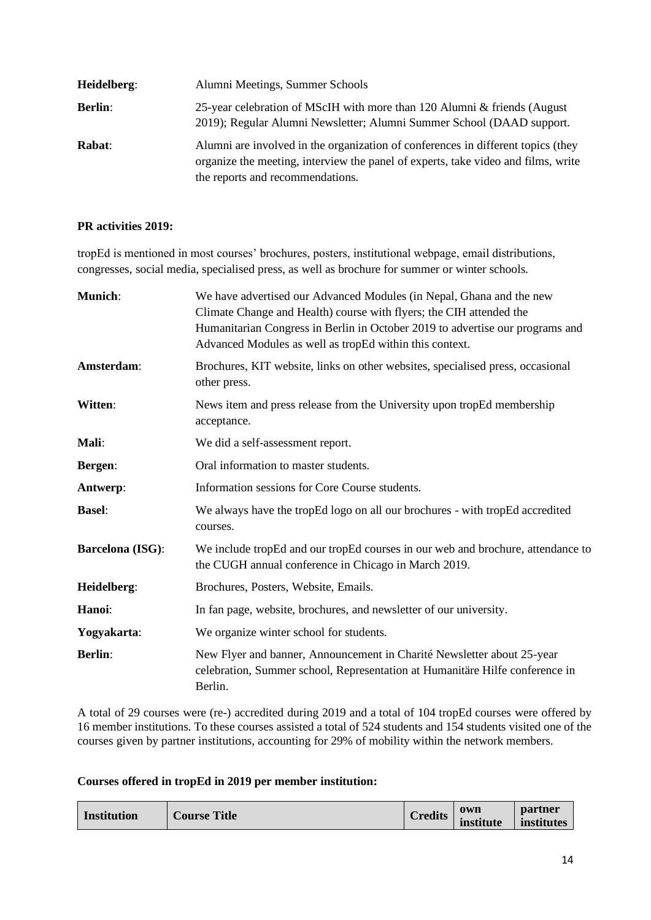**Heidelberg**: Alumni Meetings, Summer Schools

**Berlin**: 25-year celebration of MScIH with more than 120 Alumni & friends (August 2019); Regular Alumni Newsletter; Alumni Summer School (DAAD support.

**Rabat**: Alumni are involved in the organization of conferences in different topics (they organize the meeting, interview the panel of experts, take video and films, write the reports and recommendations.

**PR activities 2019:**

tropEd is mentioned in most courses' brochures, posters, institutional webpage, email distributions, congresses, social media, specialised press, as well as brochure for summer or winter schools.

**Munich**: We have advertised our Advanced Modules (in Nepal, Ghana and the new Climate Change and Health) course with flyers; the CIH attended the Humanitarian Congress in Berlin in October 2019 to advertise our programs and Advanced Modules as well as tropEd within this context.

**Amsterdam**: Brochures, KIT website, links on other websites, specialised press, occasional other press.

**Witten**: News item and press release from the University upon tropEd membership acceptance.

**Mali**: We did a self-assessment report.

**Bergen**: Oral information to master students.

**Antwerp**: Information sessions for Core Course students.

**Basel**: We always have the tropEd logo on all our brochures - with tropEd accredited courses.

**Barcelona (ISG)**: We include tropEd and our tropEd courses in our web and brochure, attendance to the CUGH annual conference in Chicago in March 2019.

**Heidelberg**: Brochures, Posters, Website, Emails.

**Hanoi**: In fan page, website, brochures, and newsletter of our university.

**Yogyakarta**: We organize winter school for students.

**Berlin**: New Flyer and banner, Announcement in Charité Newsletter about 25-year celebration, Summer school, Representation at Humanitäre Hilfe conference in Berlin.

A total of 29 courses were (re-) accredited during 2019 and a total of 104 tropEd courses were offered by 16 member institutions. To these courses assisted a total of 524 students and 154 students visited one of the courses given by partner institutions, accounting for 29% of mobility within the network members.

**Courses offered in tropEd in 2019 per member institution:**

| Institution | Course Title | Credits | own institute | partner institutes |
|---|---|---|---|---|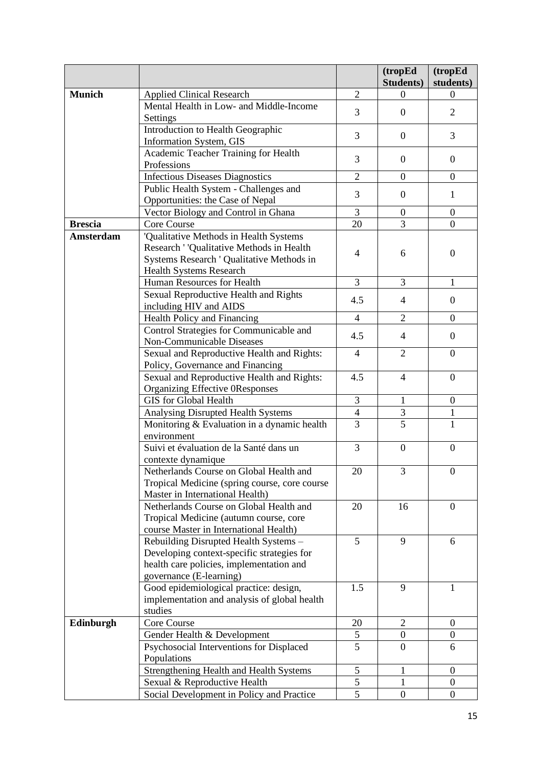| | | | (tropEd Students) | (tropEd students) |
|---|---|---|---|---|
| **Munich** | Applied Clinical Research | 2 | 0 | 0 |
| | Mental Health in Low- and Middle-Income Settings | 3 | 0 | 2 |
| | Introduction to Health Geographic Information System, GIS | 3 | 0 | 3 |
| | Academic Teacher Training for Health Professions | 3 | 0 | 0 |
| | Infectious Diseases Diagnostics | 2 | 0 | 0 |
| | Public Health System - Challenges and Opportunities: the Case of Nepal | 3 | 0 | 1 |
| | Vector Biology and Control in Ghana | 3 | 0 | 0 |
| **Brescia** | Core Course | 20 | 3 | 0 |
| **Amsterdam** | 'Qualitative Methods in Health Systems Research ' 'Qualitative Methods in Health Systems Research ' Qualitative Methods in Health Systems Research | 4 | 6 | 0 |
| | Human Resources for Health | 3 | 3 | 1 |
| | Sexual Reproductive Health and Rights including HIV and AIDS | 4.5 | 4 | 0 |
| | Health Policy and Financing | 4 | 2 | 0 |
| | Control Strategies for Communicable and Non-Communicable Diseases | 4.5 | 4 | 0 |
| | Sexual and Reproductive Health and Rights: Policy, Governance and Financing | 4 | 2 | 0 |
| | Sexual and Reproductive Health and Rights: Organizing Effective 0Responses | 4.5 | 4 | 0 |
| | GIS for Global Health | 3 | 1 | 0 |
| | Analysing Disrupted Health Systems | 4 | 3 | 1 |
| | Monitoring & Evaluation in a dynamic health environment | 3 | 5 | 1 |
| | Suivi et évaluation de la Santé dans un contexte dynamique | 3 | 0 | 0 |
| | Netherlands Course on Global Health and Tropical Medicine (spring course, core course Master in International Health) | 20 | 3 | 0 |
| | Netherlands Course on Global Health and Tropical Medicine (autumn course, core course Master in International Health) | 20 | 16 | 0 |
| | Rebuilding Disrupted Health Systems – Developing context-specific strategies for health care policies, implementation and governance (E-learning) | 5 | 9 | 6 |
| | Good epidemiological practice: design, implementation and analysis of global health studies | 1.5 | 9 | 1 |
| **Edinburgh** | Core Course | 20 | 2 | 0 |
| | Gender Health & Development | 5 | 0 | 0 |
| | Psychosocial Interventions for Displaced Populations | 5 | 0 | 6 |
| | Strengthening Health and Health Systems | 5 | 1 | 0 |
| | Sexual & Reproductive Health | 5 | 1 | 0 |
| | Social Development in Policy and Practice | 5 | 0 | 0 |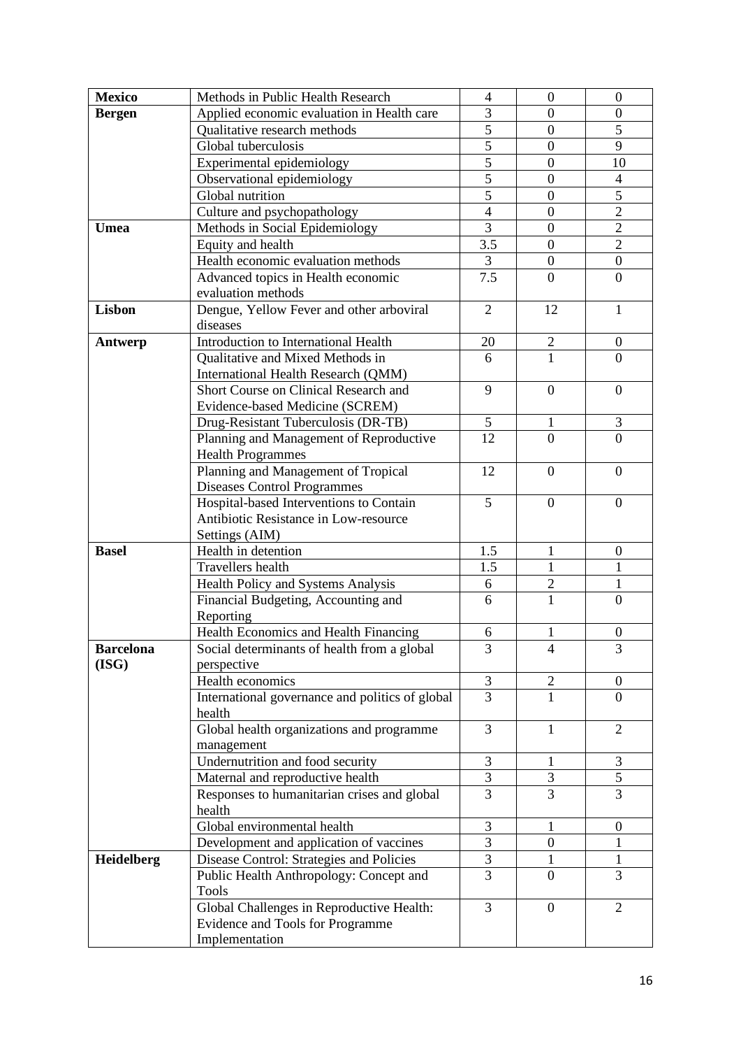| | | | | |
|---|---|---|---|---|
| **Mexico** | Methods in Public Health Research | 4 | 0 | 0 |
| **Bergen** | Applied economic evaluation in Health care | 3 | 0 | 0 |
| | Qualitative research methods | 5 | 0 | 5 |
| | Global tuberculosis | 5 | 0 | 9 |
| | Experimental epidemiology | 5 | 0 | 10 |
| | Observational epidemiology | 5 | 0 | 4 |
| | Global nutrition | 5 | 0 | 5 |
| | Culture and psychopathology | 4 | 0 | 2 |
| **Umea** | Methods in Social Epidemiology | 3 | 0 | 2 |
| | Equity and health | 3.5 | 0 | 2 |
| | Health economic evaluation methods | 3 | 0 | 0 |
| | Advanced topics in Health economic evaluation methods | 7.5 | 0 | 0 |
| **Lisbon** | Dengue, Yellow Fever and other arboviral diseases | 2 | 12 | 1 |
| **Antwerp** | Introduction to International Health | 20 | 2 | 0 |
| | Qualitative and Mixed Methods in International Health Research (QMM) | 6 | 1 | 0 |
| | Short Course on Clinical Research and Evidence-based Medicine (SCREM) | 9 | 0 | 0 |
| | Drug-Resistant Tuberculosis (DR-TB) | 5 | 1 | 3 |
| | Planning and Management of Reproductive Health Programmes | 12 | 0 | 0 |
| | Planning and Management of Tropical Diseases Control Programmes | 12 | 0 | 0 |
| | Hospital-based Interventions to Contain Antibiotic Resistance in Low-resource Settings (AIM) | 5 | 0 | 0 |
| **Basel** | Health in detention | 1.5 | 1 | 0 |
| | Travellers health | 1.5 | 1 | 1 |
| | Health Policy and Systems Analysis | 6 | 2 | 1 |
| | Financial Budgeting, Accounting and Reporting | 6 | 1 | 0 |
| | Health Economics and Health Financing | 6 | 1 | 0 |
| **Barcelona (ISG)** | Social determinants of health from a global perspective | 3 | 4 | 3 |
| | Health economics | 3 | 2 | 0 |
| | International governance and politics of global health | 3 | 1 | 0 |
| | Global health organizations and programme management | 3 | 1 | 2 |
| | Undernutrition and food security | 3 | 1 | 3 |
| | Maternal and reproductive health | 3 | 3 | 5 |
| | Responses to humanitarian crises and global health | 3 | 3 | 3 |
| | Global environmental health | 3 | 1 | 0 |
| | Development and application of vaccines | 3 | 0 | 1 |
| **Heidelberg** | Disease Control: Strategies and Policies | 3 | 1 | 1 |
| | Public Health Anthropology: Concept and Tools | 3 | 0 | 3 |
| | Global Challenges in Reproductive Health: Evidence and Tools for Programme Implementation | 3 | 0 | 2 |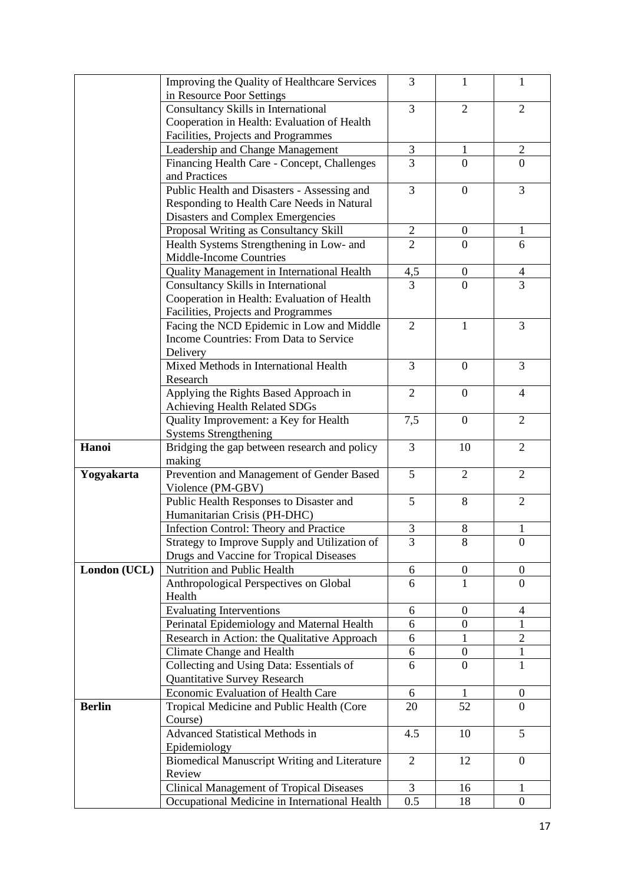| | | | | |
|---|---|---|---|---|
| | Improving the Quality of Healthcare Services in Resource Poor Settings | 3 | 1 | 1 |
| | Consultancy Skills in International Cooperation in Health: Evaluation of Health Facilities, Projects and Programmes | 3 | 2 | 2 |
| | Leadership and Change Management | 3 | 1 | 2 |
| | Financing Health Care - Concept, Challenges and Practices | 3 | 0 | 0 |
| | Public Health and Disasters - Assessing and Responding to Health Care Needs in Natural Disasters and Complex Emergencies | 3 | 0 | 3 |
| | Proposal Writing as Consultancy Skill | 2 | 0 | 1 |
| | Health Systems Strengthening in Low- and Middle-Income Countries | 2 | 0 | 6 |
| | Quality Management in International Health | 4,5 | 0 | 4 |
| | Consultancy Skills in International Cooperation in Health: Evaluation of Health Facilities, Projects and Programmes | 3 | 0 | 3 |
| | Facing the NCD Epidemic in Low and Middle Income Countries: From Data to Service Delivery | 2 | 1 | 3 |
| | Mixed Methods in International Health Research | 3 | 0 | 3 |
| | Applying the Rights Based Approach in Achieving Health Related SDGs | 2 | 0 | 4 |
| | Quality Improvement: a Key for Health Systems Strengthening | 7,5 | 0 | 2 |
| **Hanoi** | Bridging the gap between research and policy making | 3 | 10 | 2 |
| **Yogyakarta** | Prevention and Management of Gender Based Violence (PM-GBV) | 5 | 2 | 2 |
| | Public Health Responses to Disaster and Humanitarian Crisis (PH-DHC) | 5 | 8 | 2 |
| | Infection Control: Theory and Practice | 3 | 8 | 1 |
| | Strategy to Improve Supply and Utilization of Drugs and Vaccine for Tropical Diseases | 3 | 8 | 0 |
| **London (UCL)** | Nutrition and Public Health | 6 | 0 | 0 |
| | Anthropological Perspectives on Global Health | 6 | 1 | 0 |
| | Evaluating Interventions | 6 | 0 | 4 |
| | Perinatal Epidemiology and Maternal Health | 6 | 0 | 1 |
| | Research in Action: the Qualitative Approach | 6 | 1 | 2 |
| | Climate Change and Health | 6 | 0 | 1 |
| | Collecting and Using Data: Essentials of Quantitative Survey Research | 6 | 0 | 1 |
| | Economic Evaluation of Health Care | 6 | 1 | 0 |
| **Berlin** | Tropical Medicine and Public Health (Core Course) | 20 | 52 | 0 |
| | Advanced Statistical Methods in Epidemiology | 4.5 | 10 | 5 |
| | Biomedical Manuscript Writing and Literature Review | 2 | 12 | 0 |
| | Clinical Management of Tropical Diseases | 3 | 16 | 1 |
| | Occupational Medicine in International Health | 0.5 | 18 | 0 |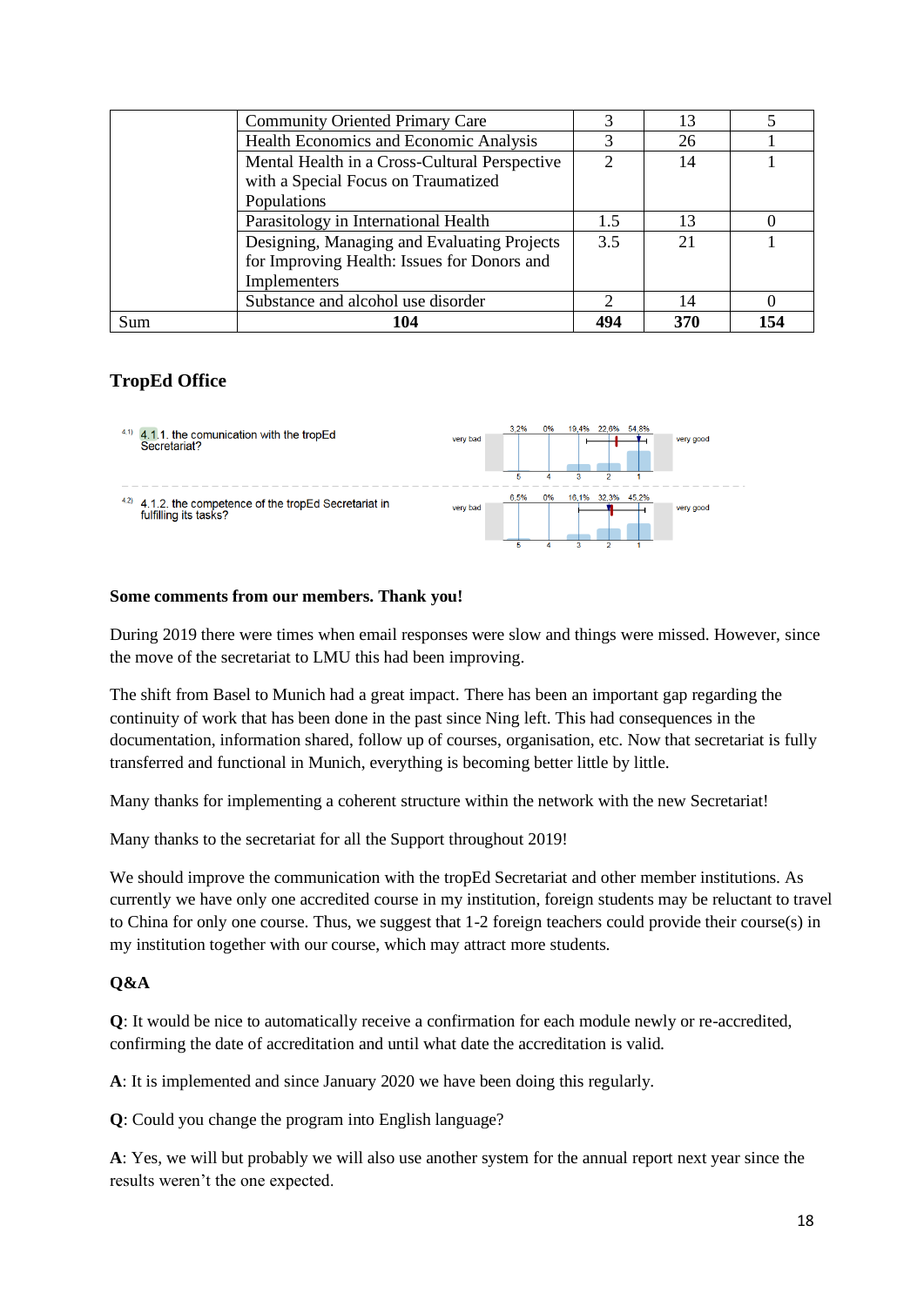|  | Community Oriented Primary Care | 3 | 13 | 5 |
|---|---|---|---|---|
|  | Health Economics and Economic Analysis | 3 | 26 | 1 |
|  | Mental Health in a Cross-Cultural Perspective with a Special Focus on Traumatized Populations | 2 | 14 | 1 |
|  | Parasitology in International Health | 1.5 | 13 | 0 |
|  | Designing, Managing and Evaluating Projects for Improving Health: Issues for Donors and Implementers | 3.5 | 21 | 1 |
|  | Substance and alcohol use disorder | 2 | 14 | 0 |
| Sum | **104** | **494** | **370** | **154** |

## TropEd Office

4.1) 4.1.1. the comunication with the tropEd Secretariat?

very bad — 3,2% (5), 0% (4), 19,4% (3), 22,6% (2), 54,8% (1) — very good

4.2) 4.1.2. the competence of the tropEd Secretariat in fulfilling its tasks?

very bad — 6,5% (5), 0% (4), 16,1% (3), 32,3% (2), 45,2% (1) — very good

**Some comments from our members. Thank you!**

During 2019 there were times when email responses were slow and things were missed. However, since the move of the secretariat to LMU this had been improving.

The shift from Basel to Munich had a great impact. There has been an important gap regarding the continuity of work that has been done in the past since Ning left. This had consequences in the documentation, information shared, follow up of courses, organisation, etc. Now that secretariat is fully transferred and functional in Munich, everything is becoming better little by little.

Many thanks for implementing a coherent structure within the network with the new Secretariat!

Many thanks to the secretariat for all the Support throughout 2019!

We should improve the communication with the tropEd Secretariat and other member institutions. As currently we have only one accredited course in my institution, foreign students may be reluctant to travel to China for only one course. Thus, we suggest that 1-2 foreign teachers could provide their course(s) in my institution together with our course, which may attract more students.

**Q&A**

**Q**: It would be nice to automatically receive a confirmation for each module newly or re-accredited, confirming the date of accreditation and until what date the accreditation is valid.

**A**: It is implemented and since January 2020 we have been doing this regularly.

**Q**: Could you change the program into English language?

**A**: Yes, we will but probably we will also use another system for the annual report next year since the results weren't the one expected.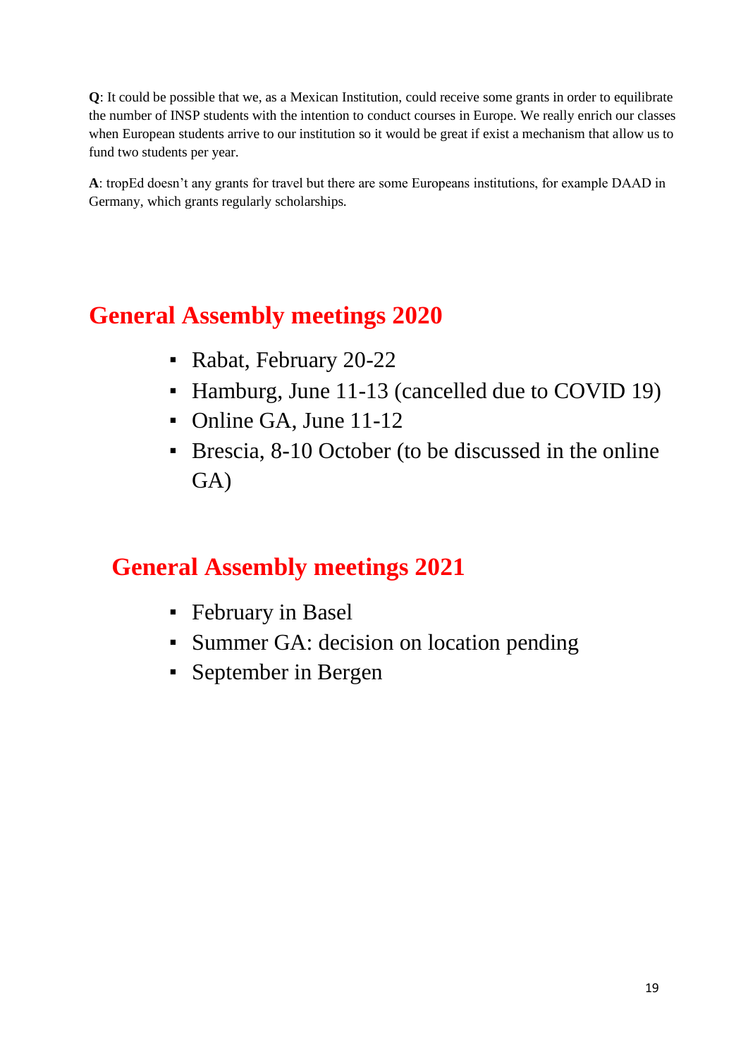**Q**: It could be possible that we, as a Mexican Institution, could receive some grants in order to equilibrate the number of INSP students with the intention to conduct courses in Europe. We really enrich our classes when European students arrive to our institution so it would be great if exist a mechanism that allow us to fund two students per year.

**A**: tropEd doesn't any grants for travel but there are some Europeans institutions, for example DAAD in Germany, which grants regularly scholarships.

## General Assembly meetings 2020

- Rabat, February 20-22
- Hamburg, June 11-13 (cancelled due to COVID 19)
- Online GA, June 11-12
- Brescia, 8-10 October (to be discussed in the online GA)

## General Assembly meetings 2021

- February in Basel
- Summer GA: decision on location pending
- September in Bergen